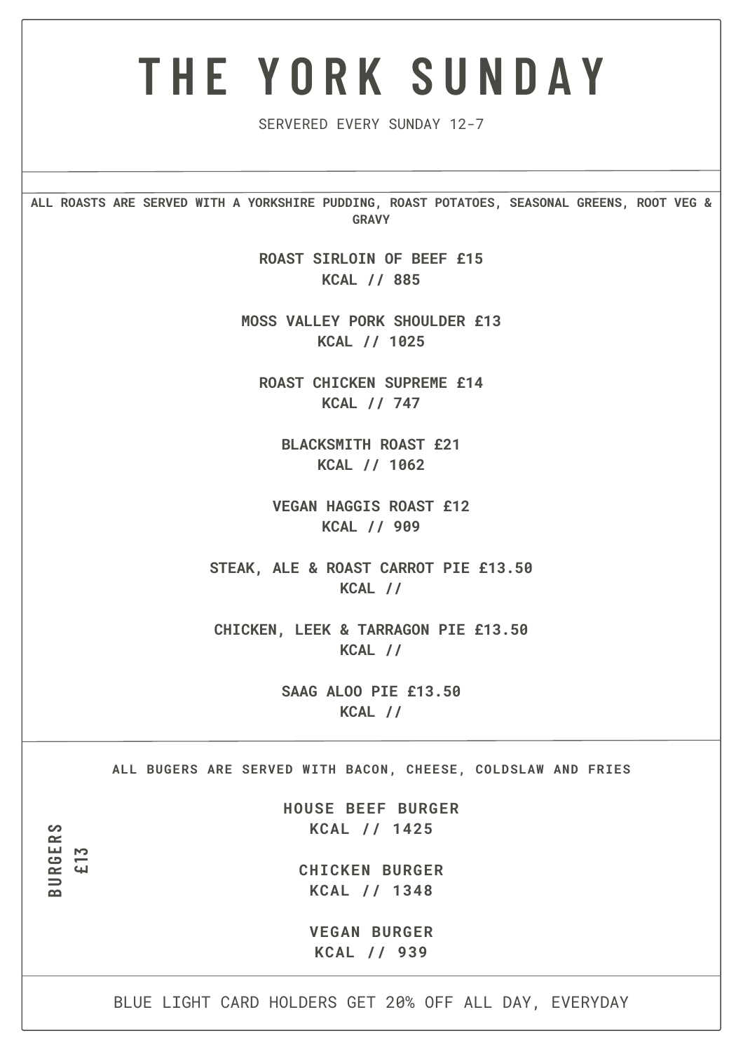# THE YORK SUNDAY

SERVERED EVERY SUNDAY 12-7

**ALL ROASTS ARE SERVED WITH A YORKSHIRE PUDDING, ROAST POTATOES, SEASONAL GREENS, ROOT VEG & GRAVY**

**ROAST SIRLOIN OF BEEF £15**
**KCAL // 885**

**MOSS VALLEY PORK SHOULDER £13**
**KCAL // 1025**

**ROAST CHICKEN SUPREME £14**
**KCAL // 747**

**BLACKSMITH ROAST £21**
**KCAL // 1062**

**VEGAN HAGGIS ROAST £12**
**KCAL // 909**

**STEAK, ALE & ROAST CARROT PIE £13.50**
**KCAL //**

**CHICKEN, LEEK & TARRAGON PIE £13.50**
**KCAL //**

**SAAG ALOO PIE £13.50**
**KCAL //**

---

**BURGERS £13**

**ALL BUGERS ARE SERVED WITH BACON, CHEESE, COLDSLAW AND FRIES**

**HOUSE BEEF BURGER**
**KCAL // 1425**

**CHICKEN BURGER**
**KCAL // 1348**

**VEGAN BURGER**
**KCAL // 939**

---

BLUE LIGHT CARD HOLDERS GET 20% OFF ALL DAY, EVERYDAY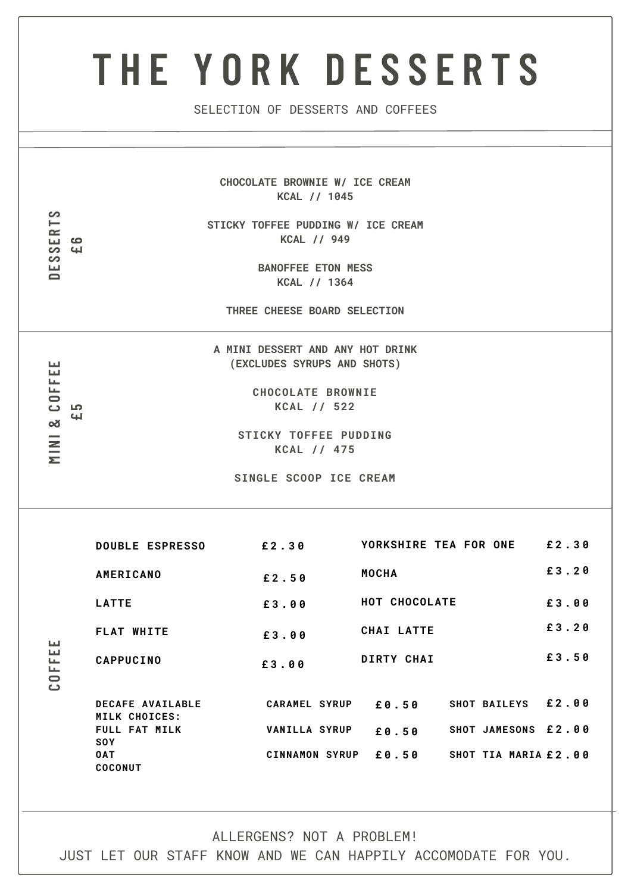# THE YORK DESSERTS

SELECTION OF DESSERTS AND COFFEES

## DESSERTS £6

**CHOCOLATE BROWNIE W/ ICE CREAM**
**KCAL // 1045**

**STICKY TOFFEE PUDDING W/ ICE CREAM**
**KCAL // 949**

**BANOFFEE ETON MESS**
**KCAL // 1364**

**THREE CHEESE BOARD SELECTION**

## MINI & COFFEE £5

**A MINI DESSERT AND ANY HOT DRINK**
**(EXCLUDES SYRUPS AND SHOTS)**

**CHOCOLATE BROWNIE**
**KCAL // 522**

**STICKY TOFFEE PUDDING**
**KCAL // 475**

**SINGLE SCOOP ICE CREAM**

## COFFEE

| | | | |
|---|---|---|---|
| DOUBLE ESPRESSO | £2.30 | YORKSHIRE TEA FOR ONE | £2.30 |
| AMERICANO | £2.50 | MOCHA | £3.20 |
| LATTE | £3.00 | HOT CHOCOLATE | £3.00 |
| FLAT WHITE | £3.00 | CHAI LATTE | £3.20 |
| CAPPUCINO | £3.00 | DIRTY CHAI | £3.50 |

DECAFE AVAILABLE
MILK CHOICES:
FULL FAT MILK
SOY
OAT
COCONUT

| | | | |
|---|---|---|---|
| CARAMEL SYRUP | £0.50 | SHOT BAILEYS | £2.00 |
| VANILLA SYRUP | £0.50 | SHOT JAMESONS | £2.00 |
| CINNAMON SYRUP | £0.50 | SHOT TIA MARIA | £2.00 |

ALLERGENS? NOT A PROBLEM!
JUST LET OUR STAFF KNOW AND WE CAN HAPPILY ACCOMODATE FOR YOU.